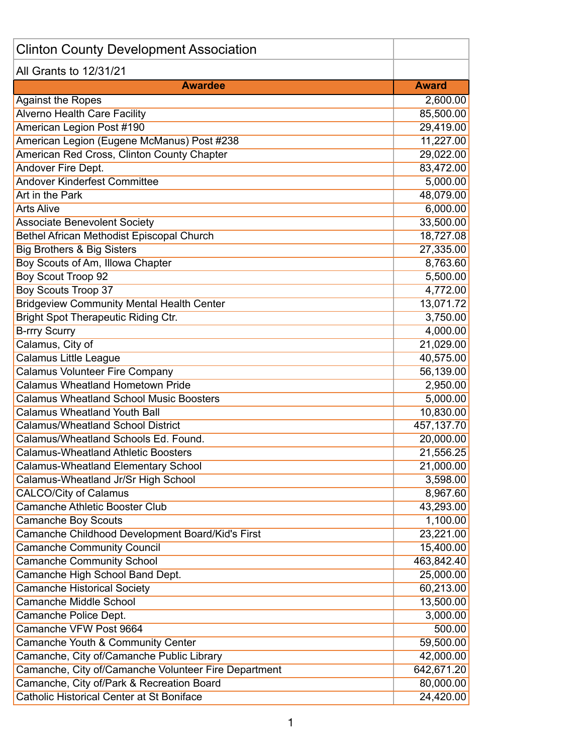# Clinton County Development Association

## All Grants to 12/31/21

| Awardee | Award |
|---|---|
| Against the Ropes | 2,600.00 |
| Alverno Health Care Facility | 85,500.00 |
| American Legion Post #190 | 29,419.00 |
| American Legion (Eugene McManus) Post #238 | 11,227.00 |
| American Red Cross, Clinton County Chapter | 29,022.00 |
| Andover Fire Dept. | 83,472.00 |
| Andover Kinderfest Committee | 5,000.00 |
| Art in the Park | 48,079.00 |
| Arts Alive | 6,000.00 |
| Associate Benevolent Society | 33,500.00 |
| Bethel African Methodist Episcopal Church | 18,727.08 |
| Big Brothers & Big Sisters | 27,335.00 |
| Boy Scouts of Am, Illowa Chapter | 8,763.60 |
| Boy Scout Troop 92 | 5,500.00 |
| Boy Scouts Troop 37 | 4,772.00 |
| Bridgeview Community Mental Health Center | 13,071.72 |
| Bright Spot Therapeutic Riding Ctr. | 3,750.00 |
| B-rrry Scurry | 4,000.00 |
| Calamus, City of | 21,029.00 |
| Calamus Little League | 40,575.00 |
| Calamus Volunteer Fire Company | 56,139.00 |
| Calamus Wheatland Hometown Pride | 2,950.00 |
| Calamus Wheatland School Music Boosters | 5,000.00 |
| Calamus Wheatland Youth Ball | 10,830.00 |
| Calamus/Wheatland School District | 457,137.70 |
| Calamus/Wheatland Schools Ed. Found. | 20,000.00 |
| Calamus-Wheatland Athletic Boosters | 21,556.25 |
| Calamus-Wheatland Elementary School | 21,000.00 |
| Calamus-Wheatland Jr/Sr High School | 3,598.00 |
| CALCO/City of Calamus | 8,967.60 |
| Camanche Athletic Booster Club | 43,293.00 |
| Camanche Boy Scouts | 1,100.00 |
| Camanche Childhood Development Board/Kid's First | 23,221.00 |
| Camanche Community Council | 15,400.00 |
| Camanche Community School | 463,842.40 |
| Camanche High School Band Dept. | 25,000.00 |
| Camanche Historical Society | 60,213.00 |
| Camanche Middle School | 13,500.00 |
| Camanche Police Dept. | 3,000.00 |
| Camanche VFW Post 9664 | 500.00 |
| Camanche Youth & Community Center | 59,500.00 |
| Camanche, City of/Camanche Public Library | 42,000.00 |
| Camanche, City of/Camanche Volunteer Fire Department | 642,671.20 |
| Camanche, City of/Park & Recreation Board | 80,000.00 |
| Catholic Historical Center at St Boniface | 24,420.00 |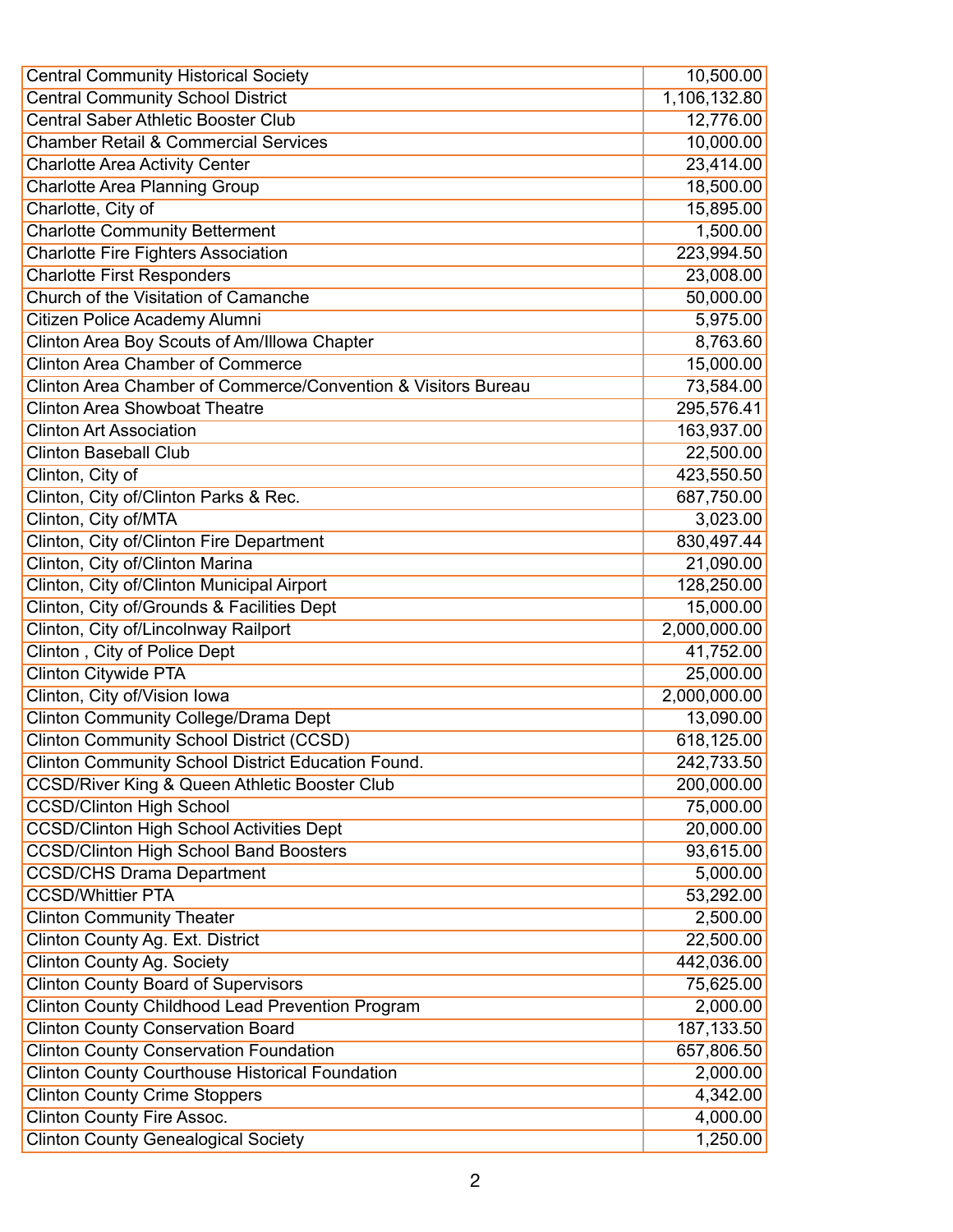| Central Community Historical Society | 10,500.00 |
|---|---|
| Central Community School District | 1,106,132.80 |
| Central Saber Athletic Booster Club | 12,776.00 |
| Chamber Retail & Commercial Services | 10,000.00 |
| Charlotte Area Activity Center | 23,414.00 |
| Charlotte Area Planning Group | 18,500.00 |
| Charlotte, City of | 15,895.00 |
| Charlotte Community Betterment | 1,500.00 |
| Charlotte Fire Fighters Association | 223,994.50 |
| Charlotte First Responders | 23,008.00 |
| Church of the Visitation of Camanche | 50,000.00 |
| Citizen Police Academy Alumni | 5,975.00 |
| Clinton Area Boy Scouts of Am/Illowa Chapter | 8,763.60 |
| Clinton Area Chamber of Commerce | 15,000.00 |
| Clinton Area Chamber of Commerce/Convention & Visitors Bureau | 73,584.00 |
| Clinton Area Showboat Theatre | 295,576.41 |
| Clinton Art Association | 163,937.00 |
| Clinton Baseball Club | 22,500.00 |
| Clinton, City of | 423,550.50 |
| Clinton, City of/Clinton Parks & Rec. | 687,750.00 |
| Clinton, City of/MTA | 3,023.00 |
| Clinton, City of/Clinton Fire Department | 830,497.44 |
| Clinton, City of/Clinton Marina | 21,090.00 |
| Clinton, City of/Clinton Municipal Airport | 128,250.00 |
| Clinton, City of/Grounds & Facilities Dept | 15,000.00 |
| Clinton, City of/Lincolnway Railport | 2,000,000.00 |
| Clinton , City of Police Dept | 41,752.00 |
| Clinton Citywide PTA | 25,000.00 |
| Clinton, City of/Vision Iowa | 2,000,000.00 |
| Clinton Community College/Drama Dept | 13,090.00 |
| Clinton Community School District (CCSD) | 618,125.00 |
| Clinton Community School District Education Found. | 242,733.50 |
| CCSD/River King & Queen Athletic Booster Club | 200,000.00 |
| CCSD/Clinton High School | 75,000.00 |
| CCSD/Clinton High School Activities Dept | 20,000.00 |
| CCSD/Clinton High School Band Boosters | 93,615.00 |
| CCSD/CHS Drama Department | 5,000.00 |
| CCSD/Whittier PTA | 53,292.00 |
| Clinton Community Theater | 2,500.00 |
| Clinton County Ag. Ext. District | 22,500.00 |
| Clinton County Ag. Society | 442,036.00 |
| Clinton County Board of Supervisors | 75,625.00 |
| Clinton County Childhood Lead Prevention Program | 2,000.00 |
| Clinton County Conservation Board | 187,133.50 |
| Clinton County Conservation Foundation | 657,806.50 |
| Clinton County Courthouse Historical Foundation | 2,000.00 |
| Clinton County Crime Stoppers | 4,342.00 |
| Clinton County Fire Assoc. | 4,000.00 |
| Clinton County Genealogical Society | 1,250.00 |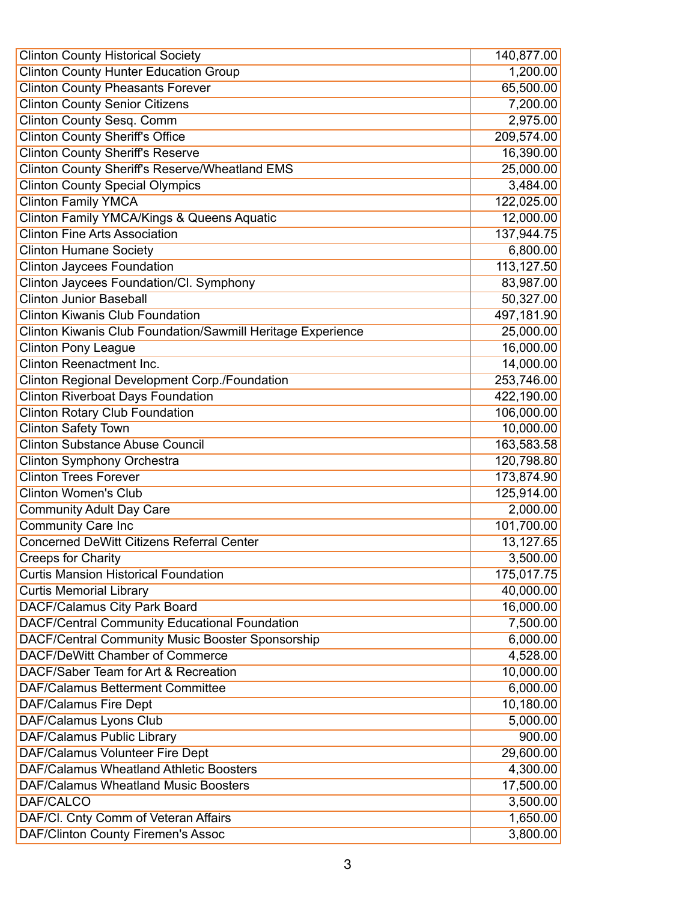| Clinton County Historical Society | 140,877.00 |
|---|---|
| Clinton County Hunter Education Group | 1,200.00 |
| Clinton County Pheasants Forever | 65,500.00 |
| Clinton County Senior Citizens | 7,200.00 |
| Clinton County Sesq. Comm | 2,975.00 |
| Clinton County Sheriff's Office | 209,574.00 |
| Clinton County Sheriff's Reserve | 16,390.00 |
| Clinton County Sheriff's Reserve/Wheatland EMS | 25,000.00 |
| Clinton County Special Olympics | 3,484.00 |
| Clinton Family YMCA | 122,025.00 |
| Clinton Family YMCA/Kings & Queens Aquatic | 12,000.00 |
| Clinton Fine Arts Association | 137,944.75 |
| Clinton Humane Society | 6,800.00 |
| Clinton Jaycees Foundation | 113,127.50 |
| Clinton Jaycees Foundation/Cl. Symphony | 83,987.00 |
| Clinton Junior Baseball | 50,327.00 |
| Clinton Kiwanis Club Foundation | 497,181.90 |
| Clinton Kiwanis Club Foundation/Sawmill Heritage Experience | 25,000.00 |
| Clinton Pony League | 16,000.00 |
| Clinton Reenactment Inc. | 14,000.00 |
| Clinton Regional Development Corp./Foundation | 253,746.00 |
| Clinton Riverboat Days Foundation | 422,190.00 |
| Clinton Rotary Club Foundation | 106,000.00 |
| Clinton Safety Town | 10,000.00 |
| Clinton Substance Abuse Council | 163,583.58 |
| Clinton Symphony Orchestra | 120,798.80 |
| Clinton Trees Forever | 173,874.90 |
| Clinton Women's Club | 125,914.00 |
| Community Adult Day Care | 2,000.00 |
| Community Care Inc | 101,700.00 |
| Concerned DeWitt Citizens Referral Center | 13,127.65 |
| Creeps for Charity | 3,500.00 |
| Curtis Mansion Historical Foundation | 175,017.75 |
| Curtis Memorial Library | 40,000.00 |
| DACF/Calamus City Park Board | 16,000.00 |
| DACF/Central Community Educational Foundation | 7,500.00 |
| DACF/Central Community Music Booster Sponsorship | 6,000.00 |
| DACF/DeWitt Chamber of Commerce | 4,528.00 |
| DACF/Saber Team for Art & Recreation | 10,000.00 |
| DAF/Calamus Betterment Committee | 6,000.00 |
| DAF/Calamus Fire Dept | 10,180.00 |
| DAF/Calamus Lyons Club | 5,000.00 |
| DAF/Calamus Public Library | 900.00 |
| DAF/Calamus Volunteer Fire Dept | 29,600.00 |
| DAF/Calamus Wheatland Athletic Boosters | 4,300.00 |
| DAF/Calamus Wheatland Music Boosters | 17,500.00 |
| DAF/CALCO | 3,500.00 |
| DAF/Cl. Cnty Comm of Veteran Affairs | 1,650.00 |
| DAF/Clinton County Firemen's Assoc | 3,800.00 |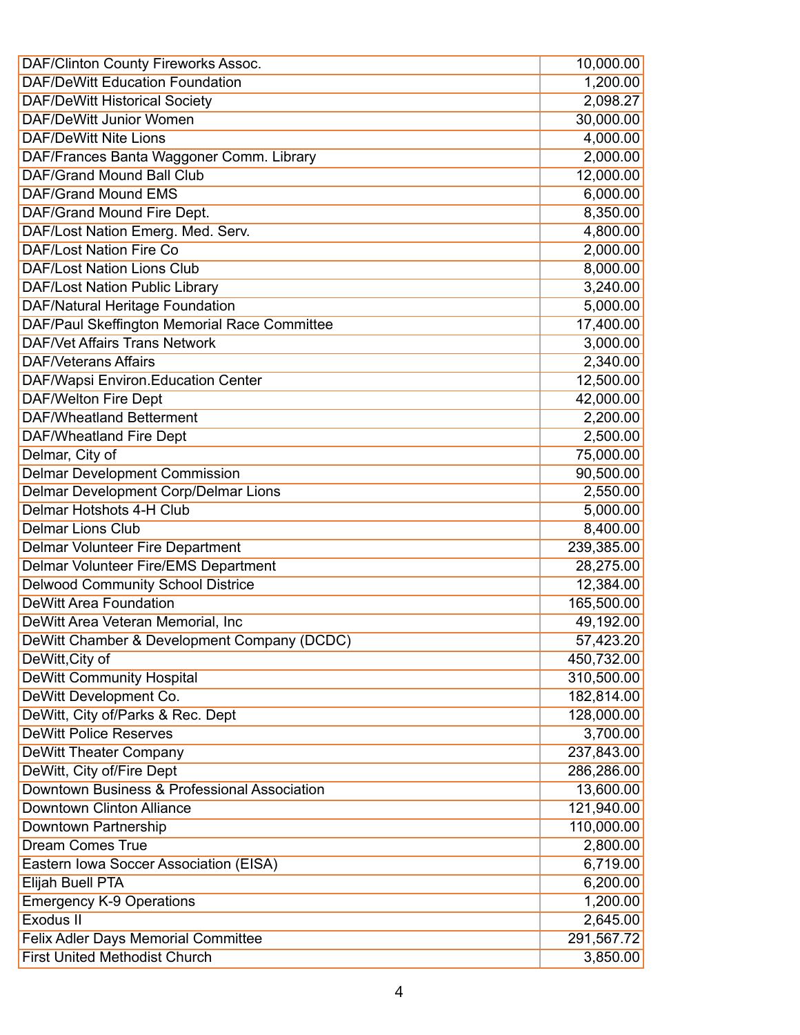| | |
|---|---|
| DAF/Clinton County Fireworks Assoc. | 10,000.00 |
| DAF/DeWitt Education Foundation | 1,200.00 |
| DAF/DeWitt Historical Society | 2,098.27 |
| DAF/DeWitt Junior Women | 30,000.00 |
| DAF/DeWitt Nite Lions | 4,000.00 |
| DAF/Frances Banta Waggoner Comm. Library | 2,000.00 |
| DAF/Grand Mound Ball Club | 12,000.00 |
| DAF/Grand Mound EMS | 6,000.00 |
| DAF/Grand Mound Fire Dept. | 8,350.00 |
| DAF/Lost Nation Emerg. Med. Serv. | 4,800.00 |
| DAF/Lost Nation Fire Co | 2,000.00 |
| DAF/Lost Nation Lions Club | 8,000.00 |
| DAF/Lost Nation Public Library | 3,240.00 |
| DAF/Natural Heritage Foundation | 5,000.00 |
| DAF/Paul Skeffington Memorial Race Committee | 17,400.00 |
| DAF/Vet Affairs Trans Network | 3,000.00 |
| DAF/Veterans Affairs | 2,340.00 |
| DAF/Wapsi Environ.Education Center | 12,500.00 |
| DAF/Welton Fire Dept | 42,000.00 |
| DAF/Wheatland Betterment | 2,200.00 |
| DAF/Wheatland Fire Dept | 2,500.00 |
| Delmar, City of | 75,000.00 |
| Delmar Development Commission | 90,500.00 |
| Delmar Development Corp/Delmar Lions | 2,550.00 |
| Delmar Hotshots 4-H Club | 5,000.00 |
| Delmar Lions Club | 8,400.00 |
| Delmar Volunteer Fire Department | 239,385.00 |
| Delmar Volunteer Fire/EMS Department | 28,275.00 |
| Delwood Community School Districe | 12,384.00 |
| DeWitt Area Foundation | 165,500.00 |
| DeWitt Area Veteran Memorial, Inc | 49,192.00 |
| DeWitt Chamber & Development Company (DCDC) | 57,423.20 |
| DeWitt,City of | 450,732.00 |
| DeWitt Community Hospital | 310,500.00 |
| DeWitt Development Co. | 182,814.00 |
| DeWitt, City of/Parks & Rec. Dept | 128,000.00 |
| DeWitt Police Reserves | 3,700.00 |
| DeWitt Theater Company | 237,843.00 |
| DeWitt, City of/Fire Dept | 286,286.00 |
| Downtown Business & Professional Association | 13,600.00 |
| Downtown Clinton Alliance | 121,940.00 |
| Downtown Partnership | 110,000.00 |
| Dream Comes True | 2,800.00 |
| Eastern Iowa Soccer Association (EISA) | 6,719.00 |
| Elijah Buell PTA | 6,200.00 |
| Emergency K-9 Operations | 1,200.00 |
| Exodus II | 2,645.00 |
| Felix Adler Days Memorial Committee | 291,567.72 |
| First United Methodist Church | 3,850.00 |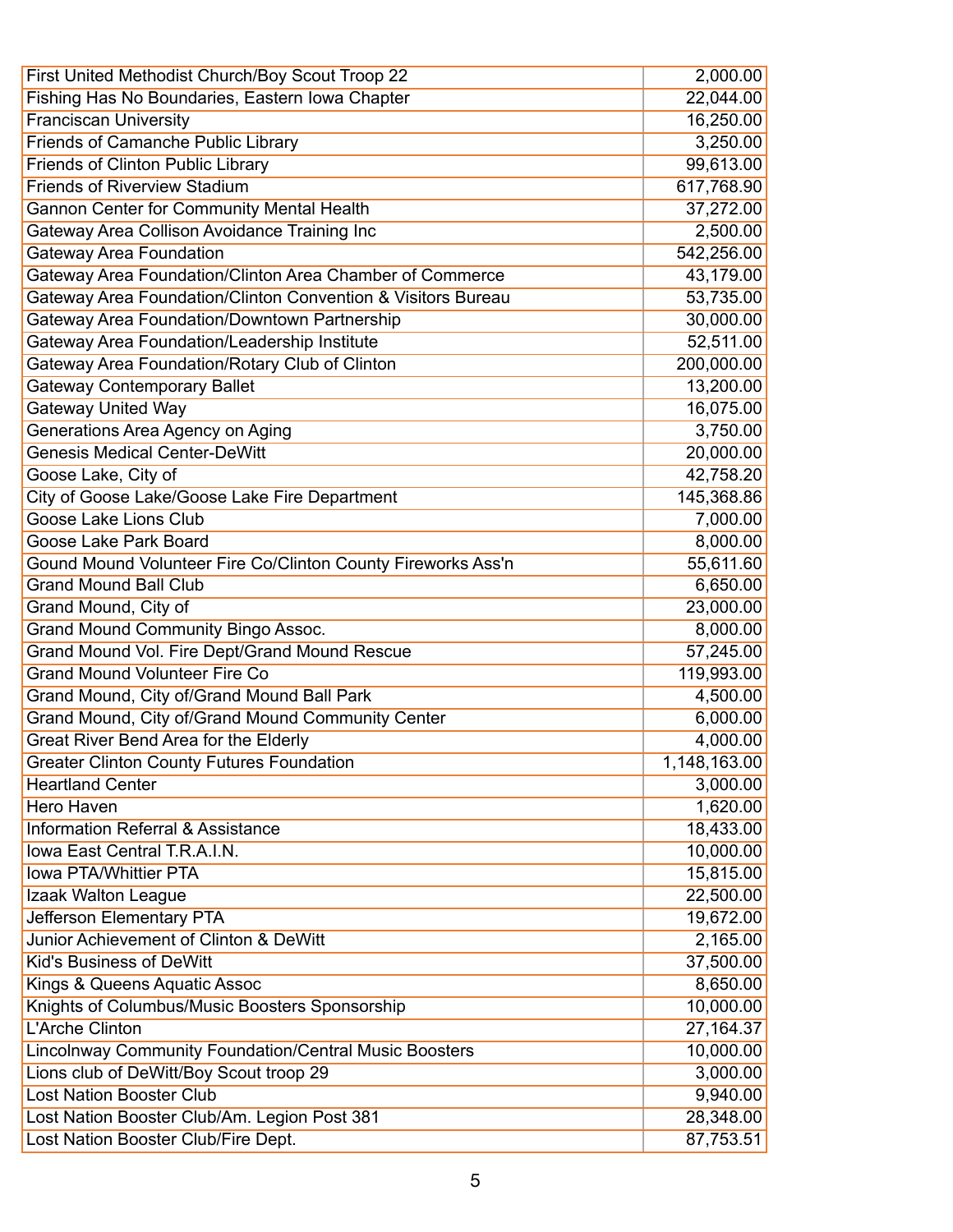| | |
|---|---:|
| First United Methodist Church/Boy Scout Troop 22 | 2,000.00 |
| Fishing Has No Boundaries, Eastern Iowa Chapter | 22,044.00 |
| Franciscan University | 16,250.00 |
| Friends of Camanche Public Library | 3,250.00 |
| Friends of Clinton Public Library | 99,613.00 |
| Friends of Riverview Stadium | 617,768.90 |
| Gannon Center for Community Mental Health | 37,272.00 |
| Gateway Area Collison Avoidance Training Inc | 2,500.00 |
| Gateway Area Foundation | 542,256.00 |
| Gateway Area Foundation/Clinton Area Chamber of Commerce | 43,179.00 |
| Gateway Area Foundation/Clinton Convention & Visitors Bureau | 53,735.00 |
| Gateway Area Foundation/Downtown Partnership | 30,000.00 |
| Gateway Area Foundation/Leadership Institute | 52,511.00 |
| Gateway Area Foundation/Rotary Club of Clinton | 200,000.00 |
| Gateway Contemporary Ballet | 13,200.00 |
| Gateway United Way | 16,075.00 |
| Generations Area Agency on Aging | 3,750.00 |
| Genesis Medical Center-DeWitt | 20,000.00 |
| Goose Lake, City of | 42,758.20 |
| City of Goose Lake/Goose Lake Fire Department | 145,368.86 |
| Goose Lake Lions Club | 7,000.00 |
| Goose Lake Park Board | 8,000.00 |
| Gound Mound Volunteer Fire Co/Clinton County Fireworks Ass'n | 55,611.60 |
| Grand Mound Ball Club | 6,650.00 |
| Grand Mound, City of | 23,000.00 |
| Grand Mound Community Bingo Assoc. | 8,000.00 |
| Grand Mound Vol. Fire Dept/Grand Mound Rescue | 57,245.00 |
| Grand Mound Volunteer Fire Co | 119,993.00 |
| Grand Mound, City of/Grand Mound Ball Park | 4,500.00 |
| Grand Mound, City of/Grand Mound Community Center | 6,000.00 |
| Great River Bend Area for the Elderly | 4,000.00 |
| Greater Clinton County Futures Foundation | 1,148,163.00 |
| Heartland Center | 3,000.00 |
| Hero Haven | 1,620.00 |
| Information Referral & Assistance | 18,433.00 |
| Iowa East Central T.R.A.I.N. | 10,000.00 |
| Iowa PTA/Whittier PTA | 15,815.00 |
| Izaak Walton League | 22,500.00 |
| Jefferson Elementary PTA | 19,672.00 |
| Junior Achievement of Clinton & DeWitt | 2,165.00 |
| Kid's Business of DeWitt | 37,500.00 |
| Kings & Queens Aquatic Assoc | 8,650.00 |
| Knights of Columbus/Music Boosters Sponsorship | 10,000.00 |
| L'Arche Clinton | 27,164.37 |
| Lincolnway Community Foundation/Central Music Boosters | 10,000.00 |
| Lions club of DeWitt/Boy Scout troop 29 | 3,000.00 |
| Lost Nation Booster Club | 9,940.00 |
| Lost Nation Booster Club/Am. Legion Post 381 | 28,348.00 |
| Lost Nation Booster Club/Fire Dept. | 87,753.51 |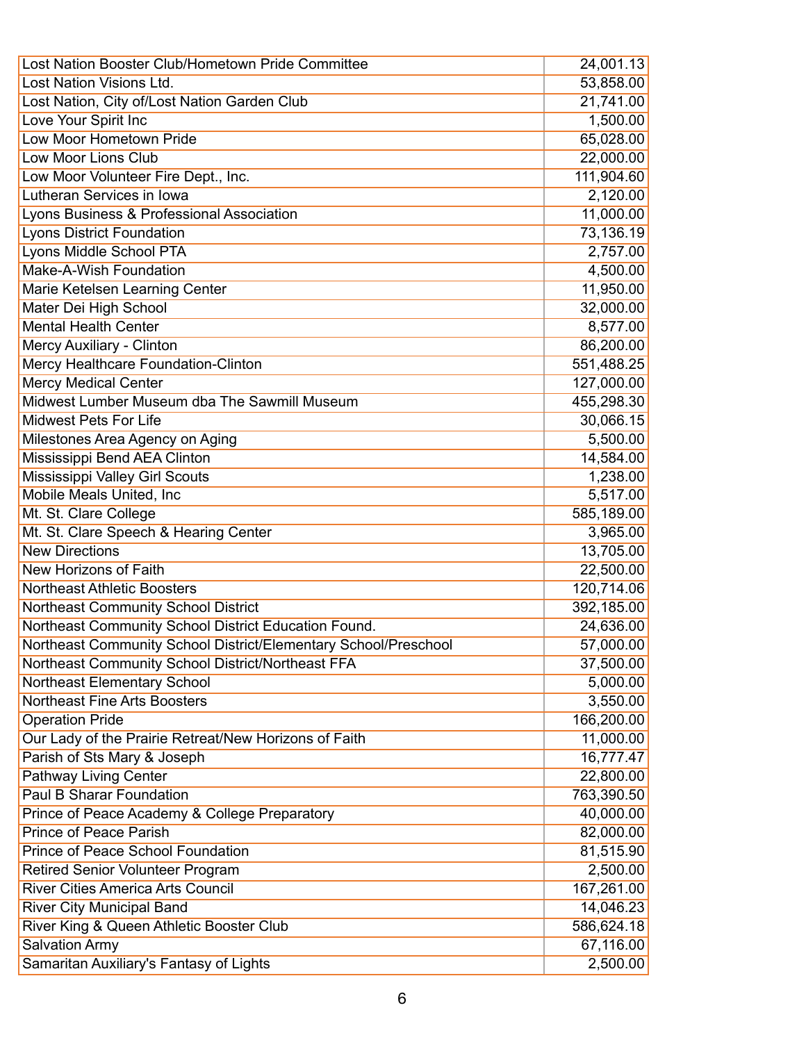| | |
|---|---|
| Lost Nation Booster Club/Hometown Pride Committee | 24,001.13 |
| Lost Nation Visions Ltd. | 53,858.00 |
| Lost Nation, City of/Lost Nation Garden Club | 21,741.00 |
| Love Your Spirit Inc | 1,500.00 |
| Low Moor Hometown Pride | 65,028.00 |
| Low Moor Lions Club | 22,000.00 |
| Low Moor Volunteer Fire Dept., Inc. | 111,904.60 |
| Lutheran Services in Iowa | 2,120.00 |
| Lyons Business & Professional Association | 11,000.00 |
| Lyons District Foundation | 73,136.19 |
| Lyons Middle School PTA | 2,757.00 |
| Make-A-Wish Foundation | 4,500.00 |
| Marie Ketelsen Learning Center | 11,950.00 |
| Mater Dei High School | 32,000.00 |
| Mental Health Center | 8,577.00 |
| Mercy Auxiliary - Clinton | 86,200.00 |
| Mercy Healthcare Foundation-Clinton | 551,488.25 |
| Mercy Medical Center | 127,000.00 |
| Midwest Lumber Museum dba The Sawmill Museum | 455,298.30 |
| Midwest Pets For Life | 30,066.15 |
| Milestones Area Agency on Aging | 5,500.00 |
| Mississippi Bend AEA Clinton | 14,584.00 |
| Mississippi Valley Girl Scouts | 1,238.00 |
| Mobile Meals United, Inc | 5,517.00 |
| Mt. St. Clare College | 585,189.00 |
| Mt. St. Clare Speech & Hearing Center | 3,965.00 |
| New Directions | 13,705.00 |
| New Horizons of Faith | 22,500.00 |
| Northeast Athletic Boosters | 120,714.06 |
| Northeast Community School District | 392,185.00 |
| Northeast Community School District Education Found. | 24,636.00 |
| Northeast Community School District/Elementary School/Preschool | 57,000.00 |
| Northeast Community School District/Northeast FFA | 37,500.00 |
| Northeast Elementary School | 5,000.00 |
| Northeast Fine Arts Boosters | 3,550.00 |
| Operation Pride | 166,200.00 |
| Our Lady of the Prairie Retreat/New Horizons of Faith | 11,000.00 |
| Parish of Sts Mary & Joseph | 16,777.47 |
| Pathway Living Center | 22,800.00 |
| Paul B Sharar Foundation | 763,390.50 |
| Prince of Peace Academy & College Preparatory | 40,000.00 |
| Prince of Peace Parish | 82,000.00 |
| Prince of Peace School Foundation | 81,515.90 |
| Retired Senior Volunteer Program | 2,500.00 |
| River Cities America Arts Council | 167,261.00 |
| River City Municipal Band | 14,046.23 |
| River King & Queen Athletic Booster Club | 586,624.18 |
| Salvation Army | 67,116.00 |
| Samaritan Auxiliary's Fantasy of Lights | 2,500.00 |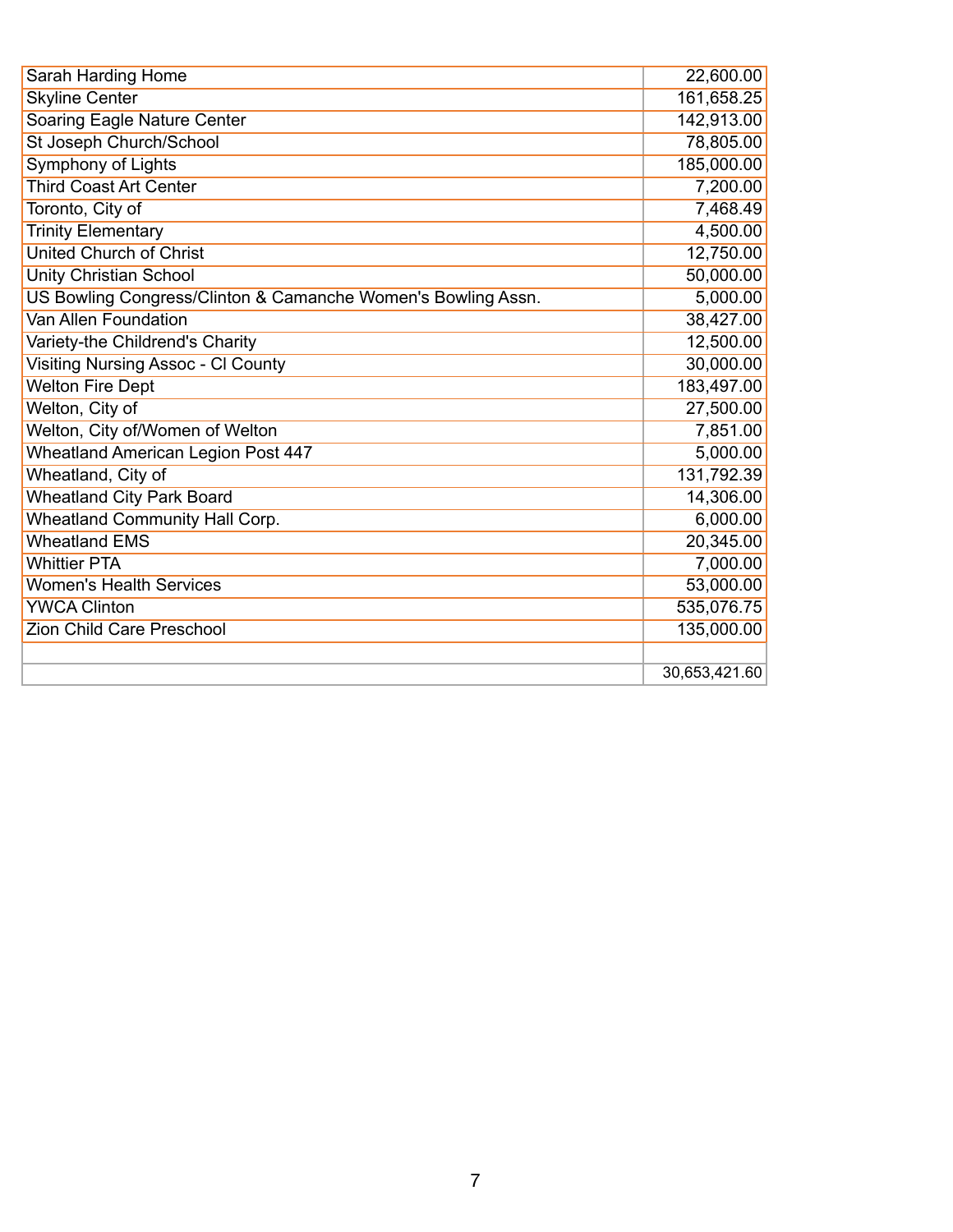| | |
|---|---|
| Sarah Harding Home | 22,600.00 |
| Skyline Center | 161,658.25 |
| Soaring Eagle Nature Center | 142,913.00 |
| St Joseph Church/School | 78,805.00 |
| Symphony of Lights | 185,000.00 |
| Third Coast Art Center | 7,200.00 |
| Toronto, City of | 7,468.49 |
| Trinity Elementary | 4,500.00 |
| United Church of Christ | 12,750.00 |
| Unity Christian School | 50,000.00 |
| US Bowling Congress/Clinton & Camanche Women's Bowling Assn. | 5,000.00 |
| Van Allen Foundation | 38,427.00 |
| Variety-the Childrend's Charity | 12,500.00 |
| Visiting Nursing Assoc - Cl County | 30,000.00 |
| Welton Fire Dept | 183,497.00 |
| Welton, City of | 27,500.00 |
| Welton, City of/Women of Welton | 7,851.00 |
| Wheatland American Legion Post 447 | 5,000.00 |
| Wheatland, City of | 131,792.39 |
| Wheatland City Park Board | 14,306.00 |
| Wheatland Community Hall Corp. | 6,000.00 |
| Wheatland EMS | 20,345.00 |
| Whittier PTA | 7,000.00 |
| Women's Health Services | 53,000.00 |
| YWCA Clinton | 535,076.75 |
| Zion Child Care Preschool | 135,000.00 |
| | |
| | 30,653,421.60 |